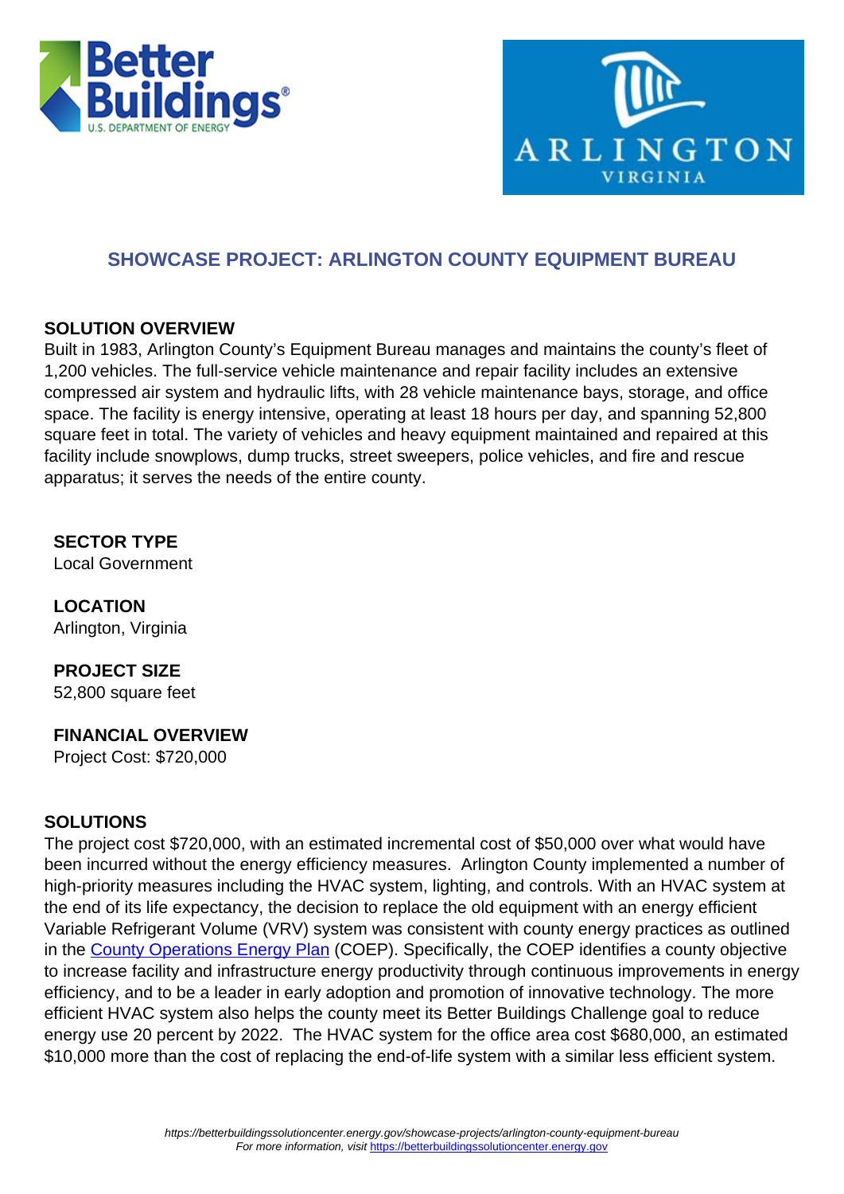# SHOWCASE PROJECT: ARLINGTON COUNTY EQUIPMENT BUREAU

## SOLUTION OVERVIEW

Built in 1983, Arlington County's Equipment Bureau manages and maintains the county's fleet of 1,200 vehicles. The full-service vehicle maintenance and repair facility includes an extensive compressed air system and hydraulic lifts, with 28 vehicle maintenance bays, storage, and office space. The facility is energy intensive, operating at least 18 hours per day, and spanning 52,800 square feet in total. The variety of vehicles and heavy equipment maintained and repaired at this facility include snowplows, dump trucks, street sweepers, police vehicles, and fire and rescue apparatus; it serves the needs of the entire county.

**SECTOR TYPE**
Local Government

**LOCATION**
Arlington, Virginia

**PROJECT SIZE**
52,800 square feet

**FINANCIAL OVERVIEW**
Project Cost: $720,000

## SOLUTIONS

The project cost $720,000, with an estimated incremental cost of $50,000 over what would have been incurred without the energy efficiency measures. Arlington County implemented a number of high-priority measures including the HVAC system, lighting, and controls. With an HVAC system at the end of its life expectancy, the decision to replace the old equipment with an energy efficient Variable Refrigerant Volume (VRV) system was consistent with county energy practices as outlined in the County Operations Energy Plan (COEP). Specifically, the COEP identifies a county objective to increase facility and infrastructure energy productivity through continuous improvements in energy efficiency, and to be a leader in early adoption and promotion of innovative technology. The more efficient HVAC system also helps the county meet its Better Buildings Challenge goal to reduce energy use 20 percent by 2022. The HVAC system for the office area cost $680,000, an estimated $10,000 more than the cost of replacing the end-of-life system with a similar less efficient system.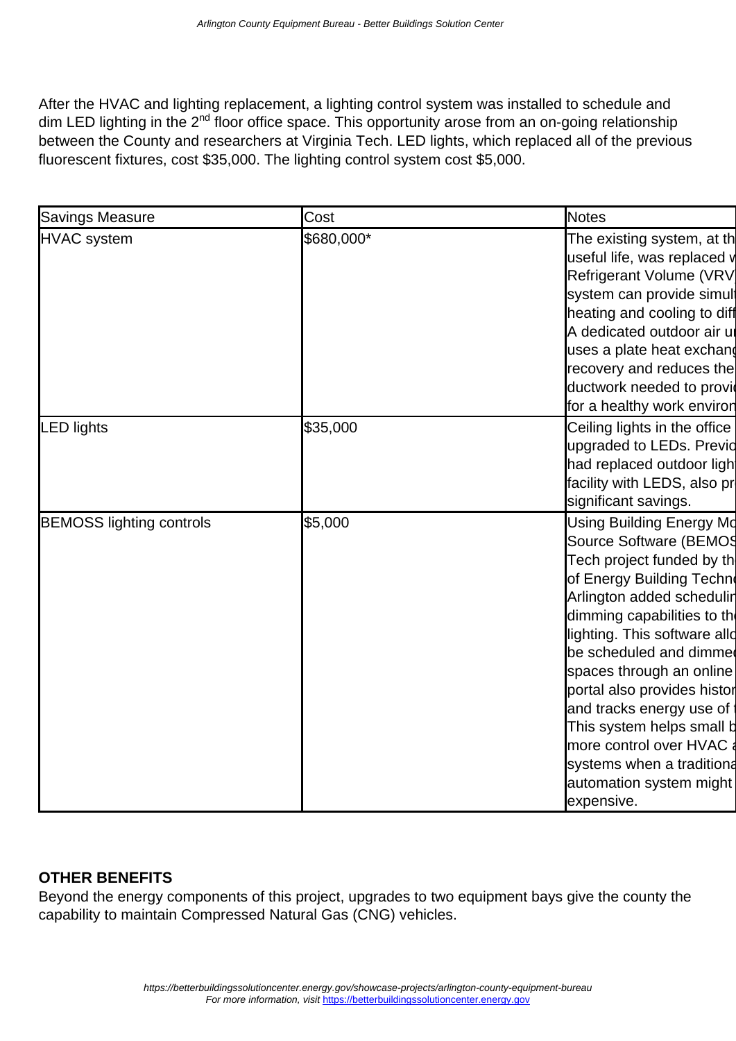After the HVAC and lighting replacement, a lighting control system was installed to schedule and dim LED lighting in the 2nd floor office space. This opportunity arose from an on-going relationship between the County and researchers at Virginia Tech. LED lights, which replaced all of the previous fluorescent fixtures, cost $35,000. The lighting control system cost $5,000.

| Savings Measure | Cost | Notes |
| --- | --- | --- |
| HVAC system | $680,000* | The existing system, at th useful life, was replaced v Refrigerant Volume (VRV system can provide simul heating and cooling to diff A dedicated outdoor air u uses a plate heat exchang recovery and reduces the ductwork needed to provi for a healthy work environ |
| LED lights | $35,000 | Ceiling lights in the office upgraded to LEDs. Previo had replaced outdoor ligh facility with LEDS, also pr significant savings. |
| BEMOSS lighting controls | $5,000 | Using Building Energy Mo Source Software (BEMOS Tech project funded by th of Energy Building Techn Arlington added schedulin dimming capabilities to th lighting. This software allo be scheduled and dimme spaces through an online portal also provides histor and tracks energy use of This system helps small b more control over HVAC a systems when a traditiona automation system might expensive. |

**OTHER BENEFITS**

Beyond the energy components of this project, upgrades to two equipment bays give the county the capability to maintain Compressed Natural Gas (CNG) vehicles.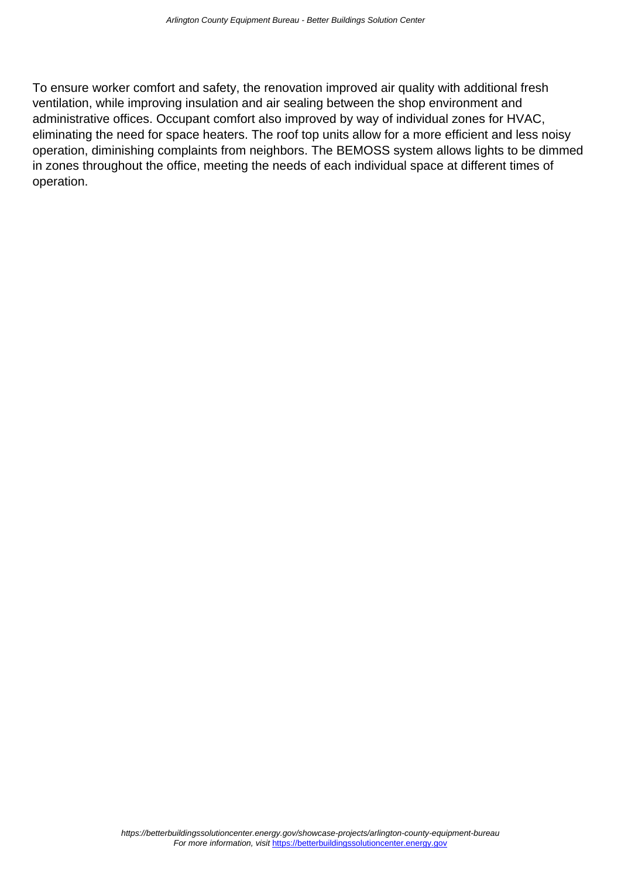To ensure worker comfort and safety, the renovation improved air quality with additional fresh ventilation, while improving insulation and air sealing between the shop environment and administrative offices. Occupant comfort also improved by way of individual zones for HVAC, eliminating the need for space heaters. The roof top units allow for a more efficient and less noisy operation, diminishing complaints from neighbors. The BEMOSS system allows lights to be dimmed in zones throughout the office, meeting the needs of each individual space at different times of operation.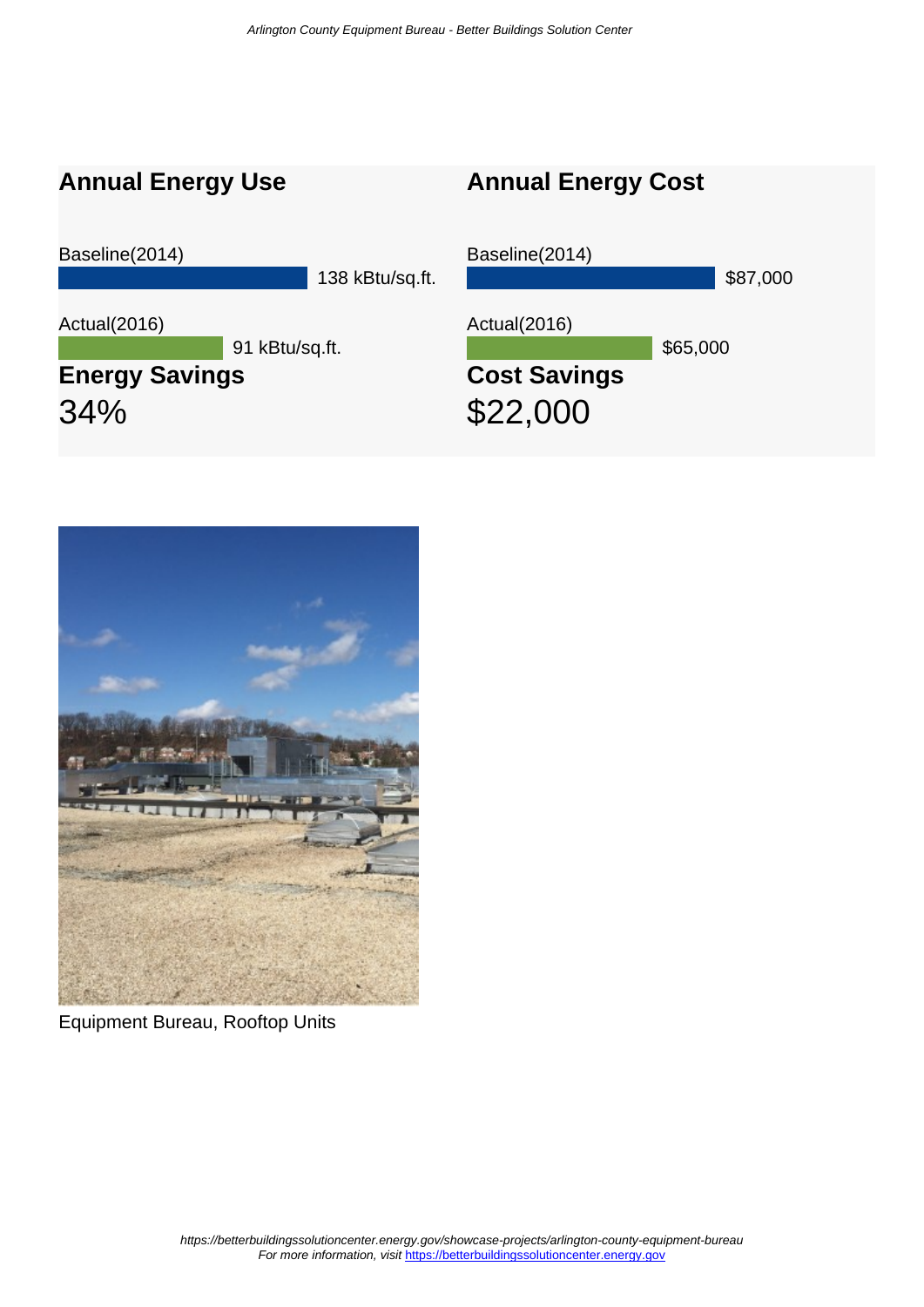## Annual Energy Use

Baseline(2014)

138 kBtu/sq.ft.

Actual(2016)

91 kBtu/sq.ft.

**Energy Savings**

34%

## Annual Energy Cost

Baseline(2014)

$87,000

Actual(2016)

$65,000

**Cost Savings**

$22,000

Equipment Bureau, Rooftop Units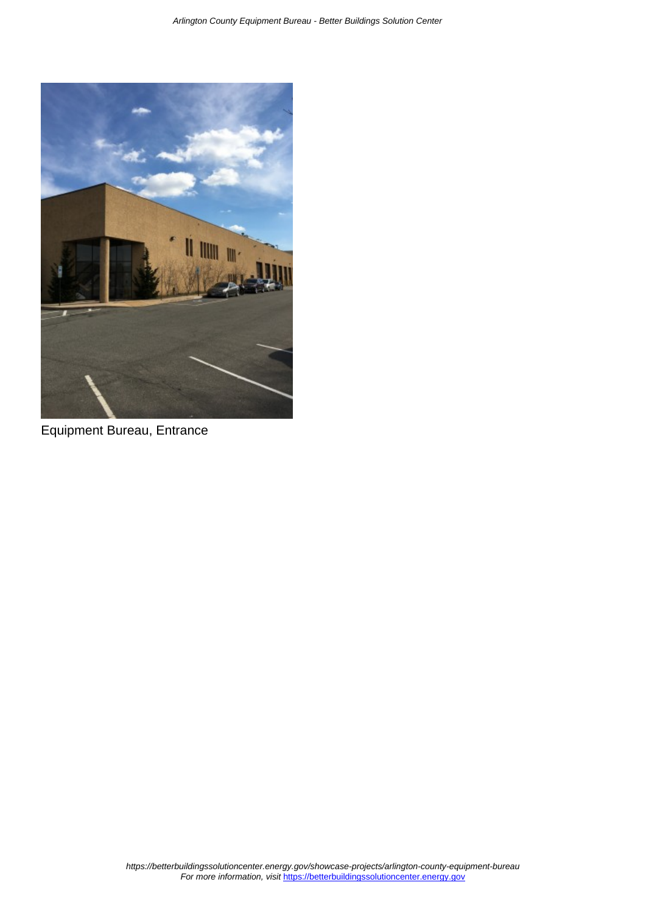Equipment Bureau, Entrance